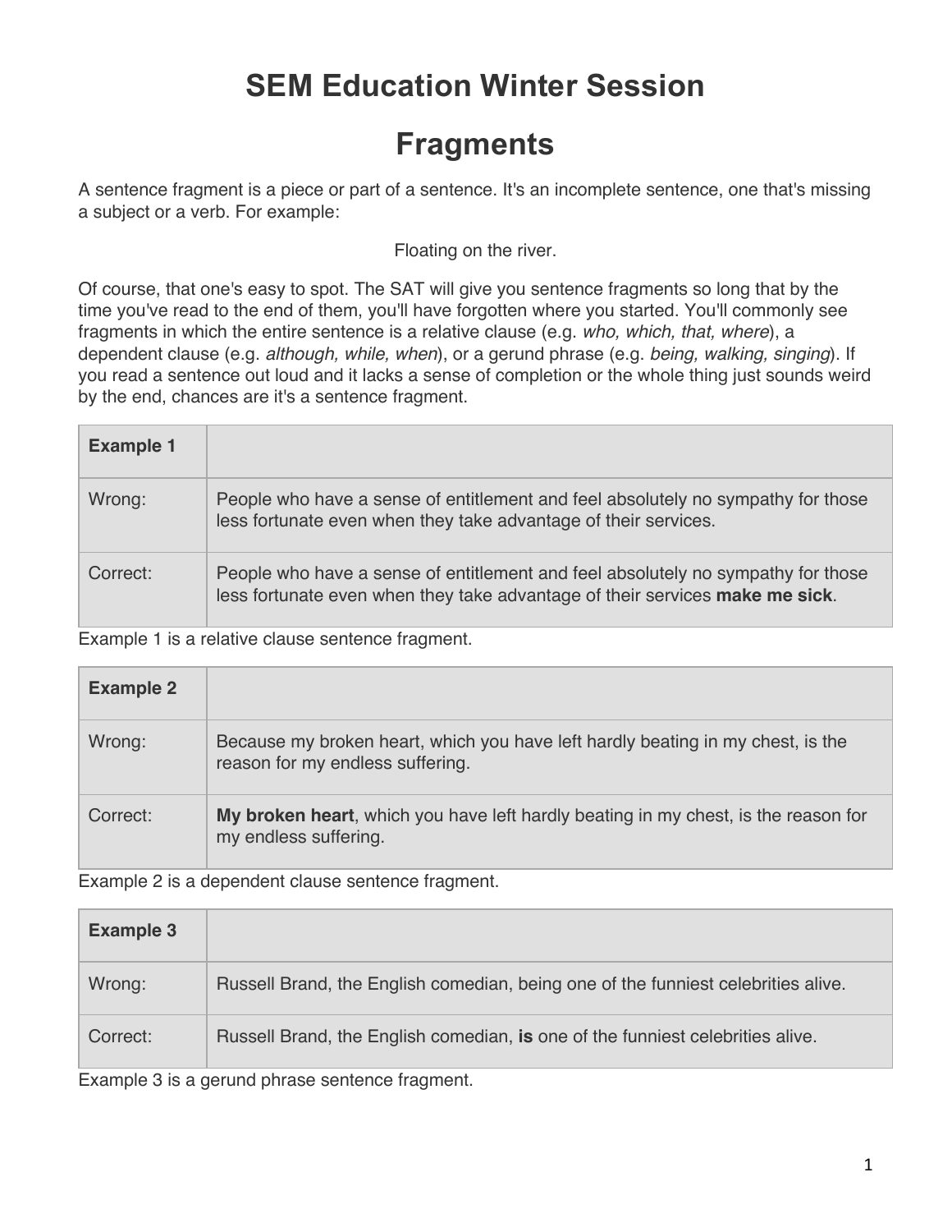# SEM Education Winter Session

# Fragments

A sentence fragment is a piece or part of a sentence. It's an incomplete sentence, one that's missing a subject or a verb. For example:

Floating on the river.

Of course, that one's easy to spot. The SAT will give you sentence fragments so long that by the time you've read to the end of them, you'll have forgotten where you started. You'll commonly see fragments in which the entire sentence is a relative clause (e.g. *who, which, that, where*), a dependent clause (e.g. *although, while, when*), or a gerund phrase (e.g. *being, walking, singing*). If you read a sentence out loud and it lacks a sense of completion or the whole thing just sounds weird by the end, chances are it's a sentence fragment.

| **Example 1** | |
|---|---|
| Wrong: | People who have a sense of entitlement and feel absolutely no sympathy for those less fortunate even when they take advantage of their services. |
| Correct: | People who have a sense of entitlement and feel absolutely no sympathy for those less fortunate even when they take advantage of their services **make me sick**. |

Example 1 is a relative clause sentence fragment.

| **Example 2** | |
|---|---|
| Wrong: | Because my broken heart, which you have left hardly beating in my chest, is the reason for my endless suffering. |
| Correct: | **My broken heart**, which you have left hardly beating in my chest, is the reason for my endless suffering. |

Example 2 is a dependent clause sentence fragment.

| **Example 3** | |
|---|---|
| Wrong: | Russell Brand, the English comedian, being one of the funniest celebrities alive. |
| Correct: | Russell Brand, the English comedian, **is** one of the funniest celebrities alive. |

Example 3 is a gerund phrase sentence fragment.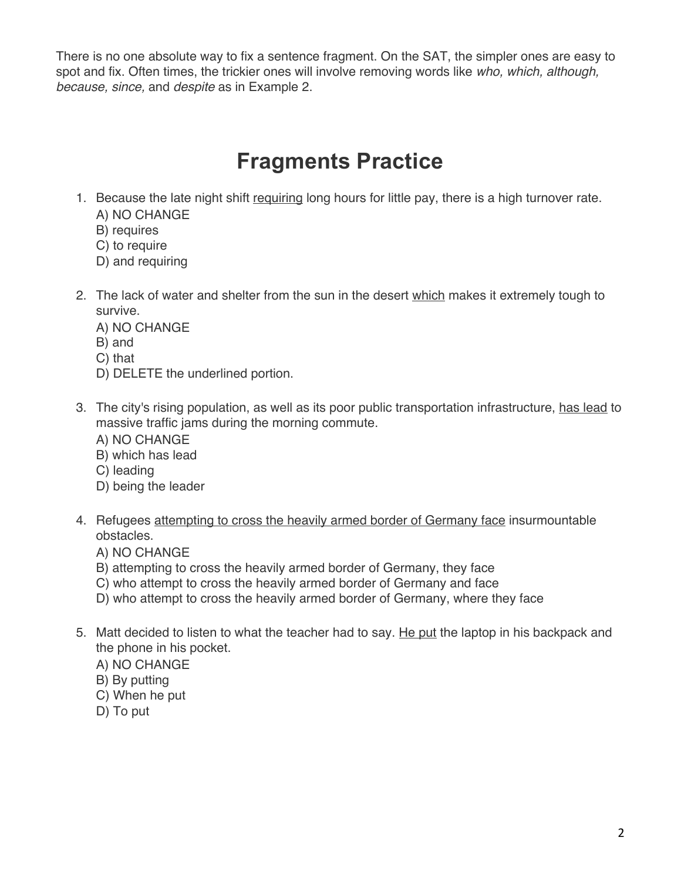There is no one absolute way to fix a sentence fragment. On the SAT, the simpler ones are easy to spot and fix. Often times, the trickier ones will involve removing words like *who, which, although, because, since,* and *despite* as in Example 2.

# Fragments Practice

1. Because the late night shift <u>requiring</u> long hours for little pay, there is a high turnover rate.
   A) NO CHANGE
   B) requires
   C) to require
   D) and requiring

2. The lack of water and shelter from the sun in the desert <u>which</u> makes it extremely tough to survive.
   A) NO CHANGE
   B) and
   C) that
   D) DELETE the underlined portion.

3. The city's rising population, as well as its poor public transportation infrastructure, <u>has lead</u> to massive traffic jams during the morning commute.
   A) NO CHANGE
   B) which has lead
   C) leading
   D) being the leader

4. Refugees <u>attempting to cross the heavily armed border of Germany face</u> insurmountable obstacles.
   A) NO CHANGE
   B) attempting to cross the heavily armed border of Germany, they face
   C) who attempt to cross the heavily armed border of Germany and face
   D) who attempt to cross the heavily armed border of Germany, where they face

5. Matt decided to listen to what the teacher had to say. <u>He put</u> the laptop in his backpack and the phone in his pocket.
   A) NO CHANGE
   B) By putting
   C) When he put
   D) To put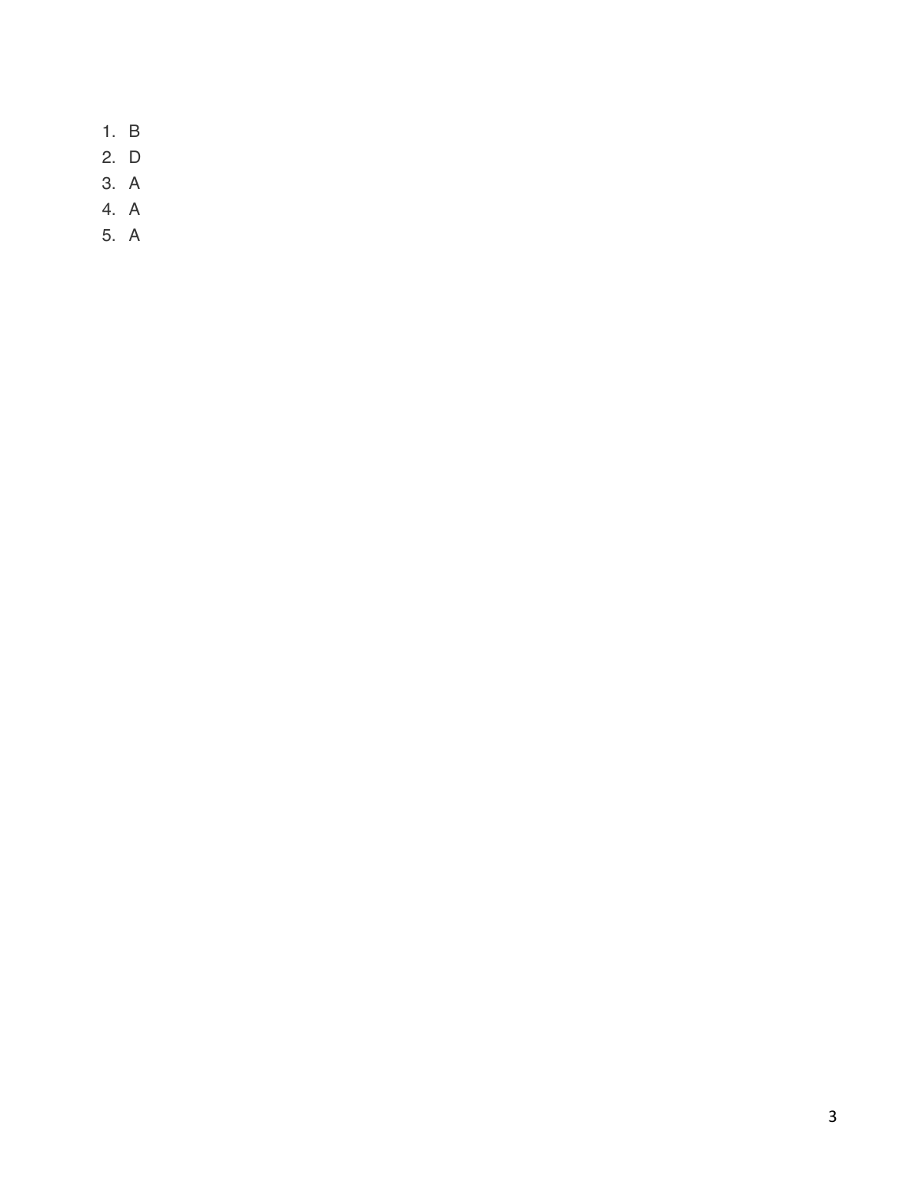1. B
2. D
3. A
4. A
5. A